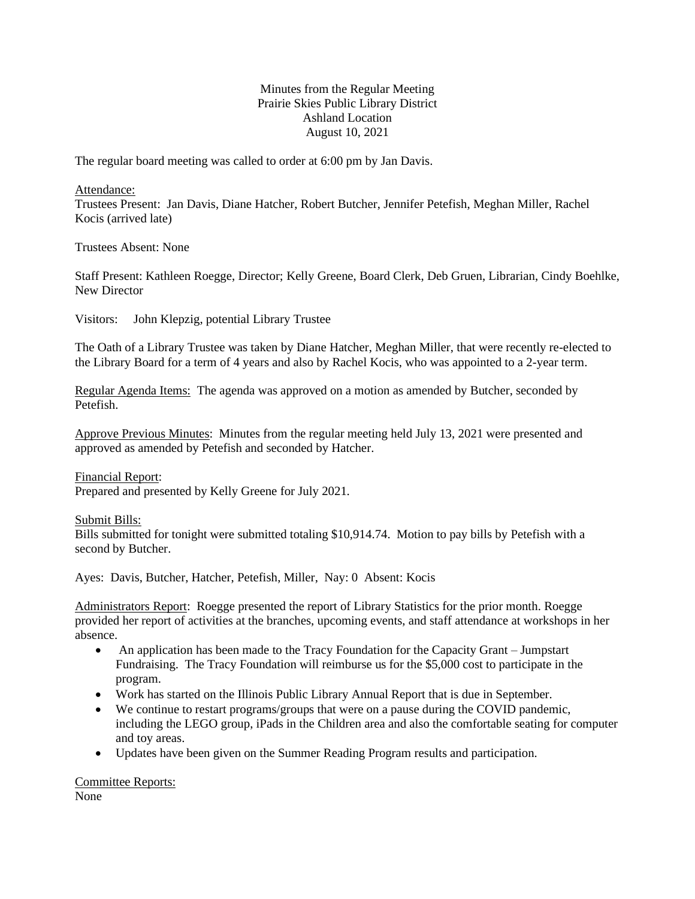Minutes from the Regular Meeting
Prairie Skies Public Library District
Ashland Location
August 10, 2021

The regular board meeting was called to order at 6:00 pm by Jan Davis.

Attendance:
Trustees Present: Jan Davis, Diane Hatcher, Robert Butcher, Jennifer Petefish, Meghan Miller, Rachel Kocis (arrived late)

Trustees Absent: None

Staff Present: Kathleen Roegge, Director; Kelly Greene, Board Clerk, Deb Gruen, Librarian, Cindy Boehlke, New Director

Visitors: John Klepzig, potential Library Trustee

The Oath of a Library Trustee was taken by Diane Hatcher, Meghan Miller, that were recently re-elected to the Library Board for a term of 4 years and also by Rachel Kocis, who was appointed to a 2-year term.

Regular Agenda Items: The agenda was approved on a motion as amended by Butcher, seconded by Petefish.

Approve Previous Minutes: Minutes from the regular meeting held July 13, 2021 were presented and approved as amended by Petefish and seconded by Hatcher.

Financial Report:
Prepared and presented by Kelly Greene for July 2021.

Submit Bills:
Bills submitted for tonight were submitted totaling $10,914.74. Motion to pay bills by Petefish with a second by Butcher.

Ayes: Davis, Butcher, Hatcher, Petefish, Miller, Nay: 0 Absent: Kocis

Administrators Report: Roegge presented the report of Library Statistics for the prior month. Roegge provided her report of activities at the branches, upcoming events, and staff attendance at workshops in her absence.

- An application has been made to the Tracy Foundation for the Capacity Grant – Jumpstart Fundraising. The Tracy Foundation will reimburse us for the $5,000 cost to participate in the program.
- Work has started on the Illinois Public Library Annual Report that is due in September.
- We continue to restart programs/groups that were on a pause during the COVID pandemic, including the LEGO group, iPads in the Children area and also the comfortable seating for computer and toy areas.
- Updates have been given on the Summer Reading Program results and participation.

Committee Reports:
None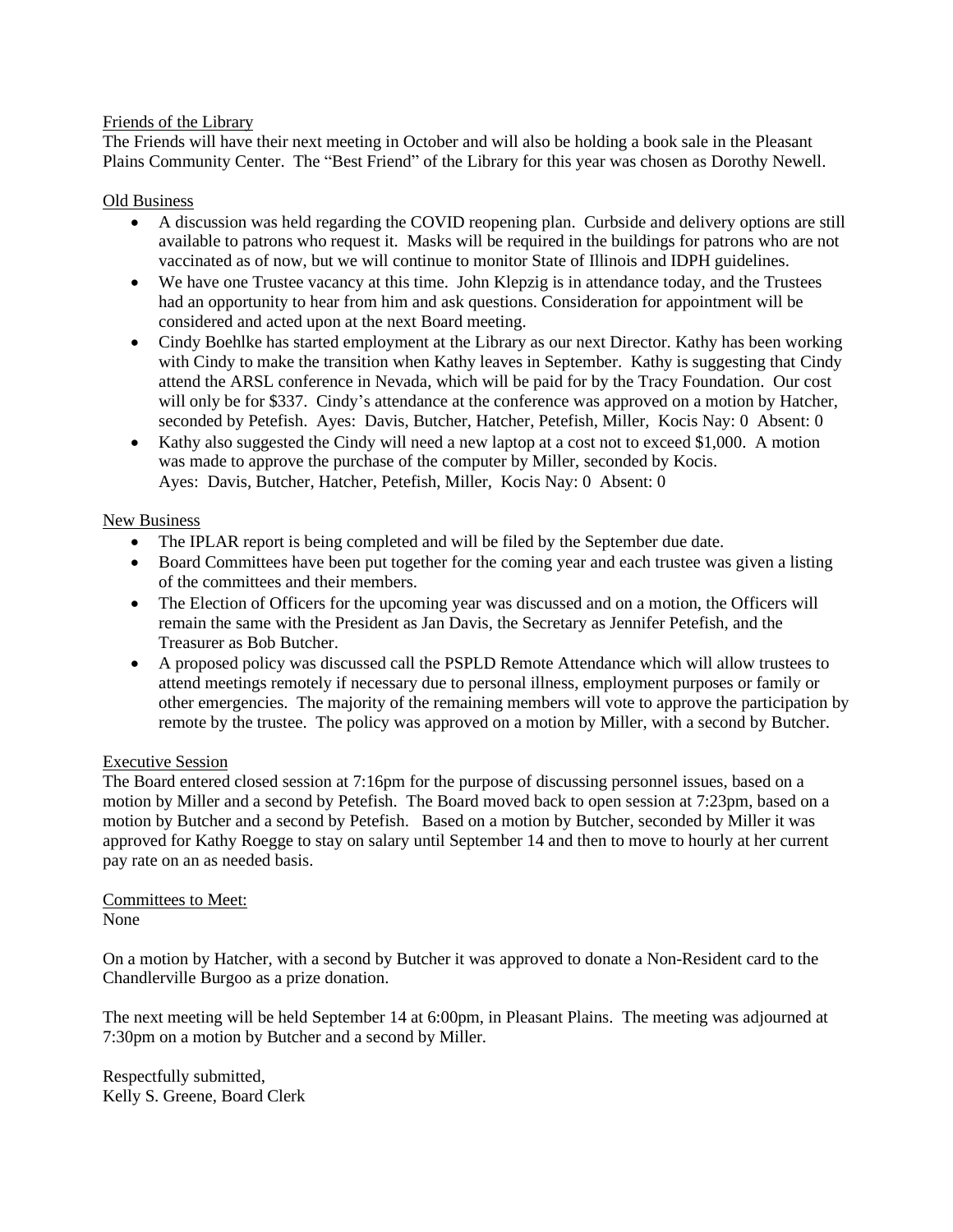Friends of the Library

The Friends will have their next meeting in October and will also be holding a book sale in the Pleasant Plains Community Center. The "Best Friend" of the Library for this year was chosen as Dorothy Newell.

Old Business

- A discussion was held regarding the COVID reopening plan. Curbside and delivery options are still available to patrons who request it. Masks will be required in the buildings for patrons who are not vaccinated as of now, but we will continue to monitor State of Illinois and IDPH guidelines.
- We have one Trustee vacancy at this time. John Klepzig is in attendance today, and the Trustees had an opportunity to hear from him and ask questions. Consideration for appointment will be considered and acted upon at the next Board meeting.
- Cindy Boehlke has started employment at the Library as our next Director. Kathy has been working with Cindy to make the transition when Kathy leaves in September. Kathy is suggesting that Cindy attend the ARSL conference in Nevada, which will be paid for by the Tracy Foundation. Our cost will only be for $337. Cindy's attendance at the conference was approved on a motion by Hatcher, seconded by Petefish. Ayes: Davis, Butcher, Hatcher, Petefish, Miller, Kocis Nay: 0 Absent: 0
- Kathy also suggested the Cindy will need a new laptop at a cost not to exceed $1,000. A motion was made to approve the purchase of the computer by Miller, seconded by Kocis.
  Ayes: Davis, Butcher, Hatcher, Petefish, Miller, Kocis Nay: 0 Absent: 0

New Business

- The IPLAR report is being completed and will be filed by the September due date.
- Board Committees have been put together for the coming year and each trustee was given a listing of the committees and their members.
- The Election of Officers for the upcoming year was discussed and on a motion, the Officers will remain the same with the President as Jan Davis, the Secretary as Jennifer Petefish, and the Treasurer as Bob Butcher.
- A proposed policy was discussed call the PSPLD Remote Attendance which will allow trustees to attend meetings remotely if necessary due to personal illness, employment purposes or family or other emergencies. The majority of the remaining members will vote to approve the participation by remote by the trustee. The policy was approved on a motion by Miller, with a second by Butcher.

Executive Session

The Board entered closed session at 7:16pm for the purpose of discussing personnel issues, based on a motion by Miller and a second by Petefish. The Board moved back to open session at 7:23pm, based on a motion by Butcher and a second by Petefish. Based on a motion by Butcher, seconded by Miller it was approved for Kathy Roegge to stay on salary until September 14 and then to move to hourly at her current pay rate on an as needed basis.

Committees to Meet:

None

On a motion by Hatcher, with a second by Butcher it was approved to donate a Non-Resident card to the Chandlerville Burgoo as a prize donation.

The next meeting will be held September 14 at 6:00pm, in Pleasant Plains. The meeting was adjourned at 7:30pm on a motion by Butcher and a second by Miller.

Respectfully submitted,
Kelly S. Greene, Board Clerk